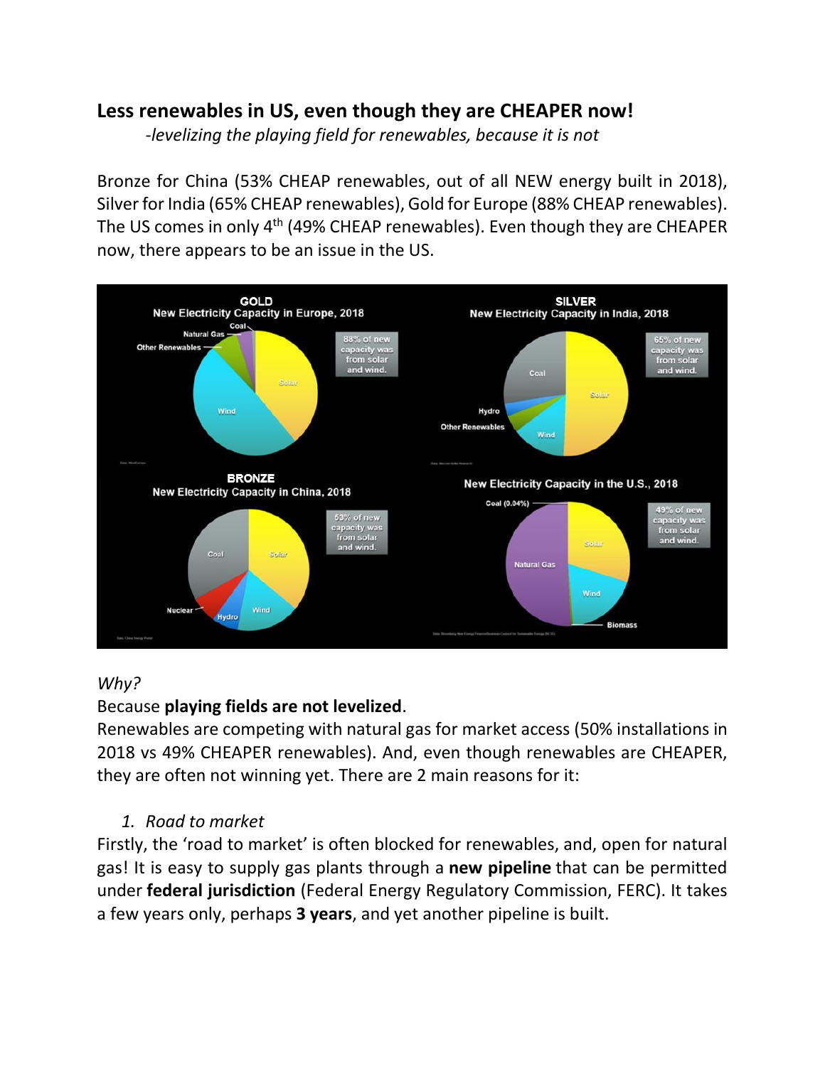# Less renewables in US, even though they are CHEAPER now!

*-levelizing the playing field for renewables, because it is not*

Bronze for China (53% CHEAP renewables, out of all NEW energy built in 2018), Silver for India (65% CHEAP renewables), Gold for Europe (88% CHEAP renewables). The US comes in only 4th (49% CHEAP renewables). Even though they are CHEAPER now, there appears to be an issue in the US.

*Why?*

Because **playing fields are not levelized**.

Renewables are competing with natural gas for market access (50% installations in 2018 vs 49% CHEAPER renewables). And, even though renewables are CHEAPER, they are often not winning yet. There are 2 main reasons for it:

1. *Road to market*

Firstly, the 'road to market' is often blocked for renewables, and, open for natural gas! It is easy to supply gas plants through a **new pipeline** that can be permitted under **federal jurisdiction** (Federal Energy Regulatory Commission, FERC). It takes a few years only, perhaps **3 years**, and yet another pipeline is built.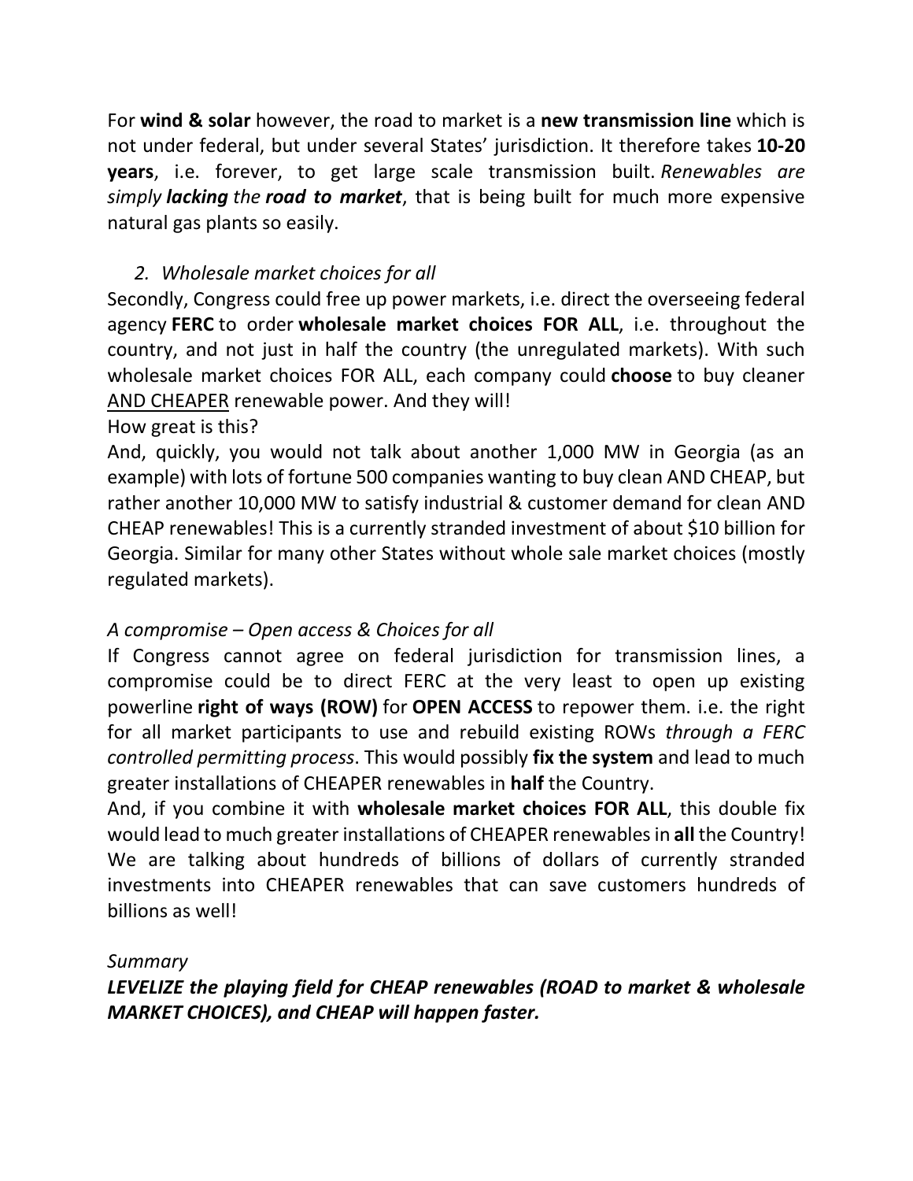For **wind & solar** however, the road to market is a **new transmission line** which is not under federal, but under several States' jurisdiction. It therefore takes **10-20 years**, i.e. forever, to get large scale transmission built. *Renewables are simply **lacking** the **road to market***, that is being built for much more expensive natural gas plants so easily.

2. *Wholesale market choices for all*

Secondly, Congress could free up power markets, i.e. direct the overseeing federal agency **FERC** to order **wholesale market choices FOR ALL**, i.e. throughout the country, and not just in half the country (the unregulated markets). With such wholesale market choices FOR ALL, each company could **choose** to buy cleaner <u>AND CHEAPER</u> renewable power. And they will!

How great is this?

And, quickly, you would not talk about another 1,000 MW in Georgia (as an example) with lots of fortune 500 companies wanting to buy clean AND CHEAP, but rather another 10,000 MW to satisfy industrial & customer demand for clean AND CHEAP renewables! This is a currently stranded investment of about $10 billion for Georgia. Similar for many other States without whole sale market choices (mostly regulated markets).

*A compromise – Open access & Choices for all*

If Congress cannot agree on federal jurisdiction for transmission lines, a compromise could be to direct FERC at the very least to open up existing powerline **right of ways (ROW)** for **OPEN ACCESS** to repower them. i.e. the right for all market participants to use and rebuild existing ROWs *through a FERC controlled permitting process*. This would possibly **fix the system** and lead to much greater installations of CHEAPER renewables in **half** the Country.

And, if you combine it with **wholesale market choices FOR ALL**, this double fix would lead to much greater installations of CHEAPER renewables in **all** the Country! We are talking about hundreds of billions of dollars of currently stranded investments into CHEAPER renewables that can save customers hundreds of billions as well!

*Summary*

***LEVELIZE the playing field for CHEAP renewables (ROAD to market & wholesale MARKET CHOICES), and CHEAP will happen faster.***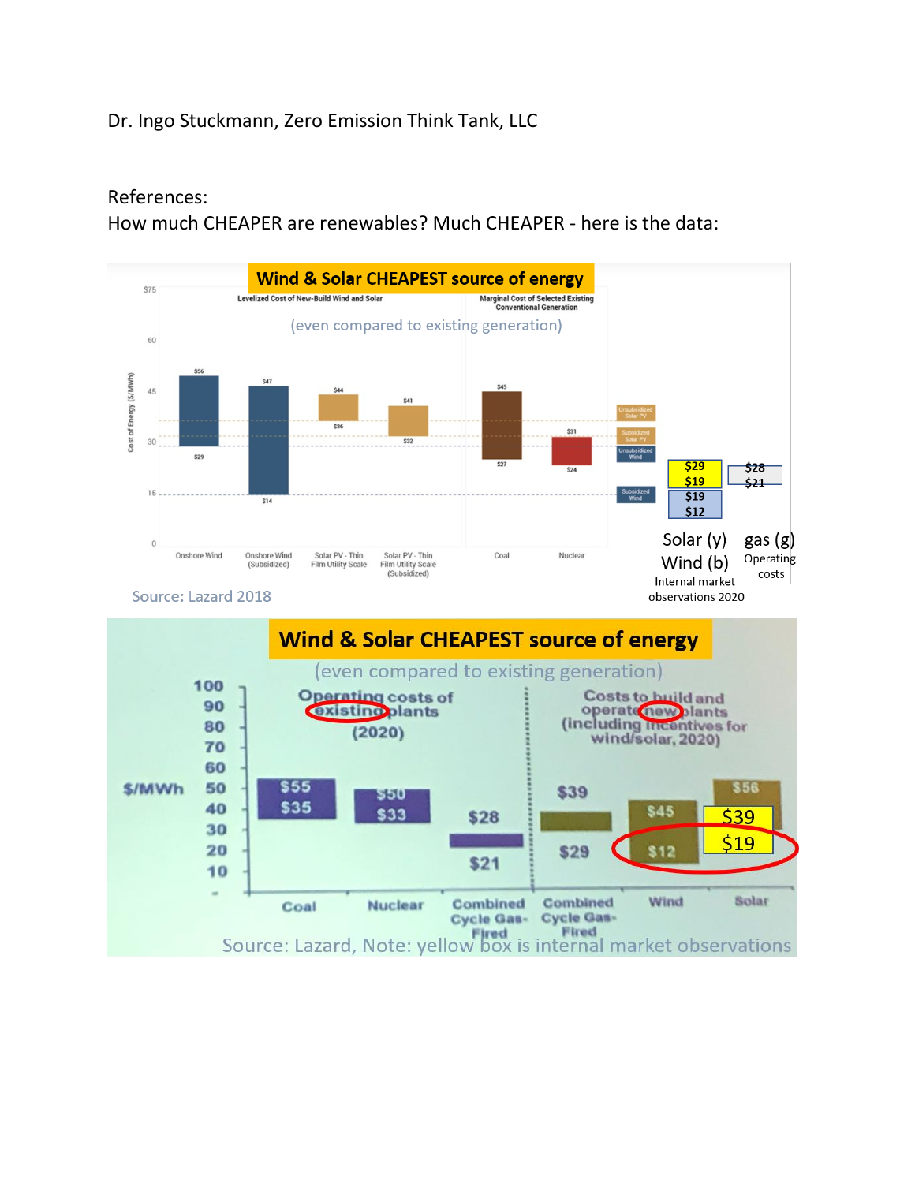Dr. Ingo Stuckmann, Zero Emission Think Tank, LLC

References:

How much CHEAPER are renewables? Much CHEAPER - here is the data:

**Wind & Solar CHEAPEST source of energy**

(even compared to existing generation)

Levelized Cost of New-Build Wind and Solar | Marginal Cost of Selected Existing Conventional Generation

| | Onshore Wind | Onshore Wind (Subsidized) | Solar PV - Thin Film Utility Scale | Solar PV - Thin Film Utility Scale (Subsidized) | Coal | Nuclear |
|---|---|---|---|---|---|---|
| High | $56 | $47 | $44 | $41 | $45 | $31 |
| Low | $29 | $14 | $36 | $32 | $27 | $24 |

Cost of Energy ($/MWh)

| Solar (y) / Wind (b) – Internal market observations 2020 | gas (g) – Operating costs |
|---|---|
| Solar: $29 / $19 | $28 / $21 |
| Wind: $19 / $12 | |

Source: Lazard 2018

**Wind & Solar CHEAPEST source of energy**

(even compared to existing generation)

| $/MWh | Operating costs of existing plants (2020) | | | Costs to build and operate new plants (including incentives for wind/solar, 2020) | | |
|---|---|---|---|---|---|---|
| | Coal | Nuclear | Combined Cycle Gas-Fired | Combined Cycle Gas-Fired | Wind | Solar |
| High | $55 | $50 | $28 | $39 | $45 | $56 ($39) |
| Low | $35 | $33 | $21 | $29 | $12 | ($19) |

Source: Lazard, Note: yellow box is internal market observations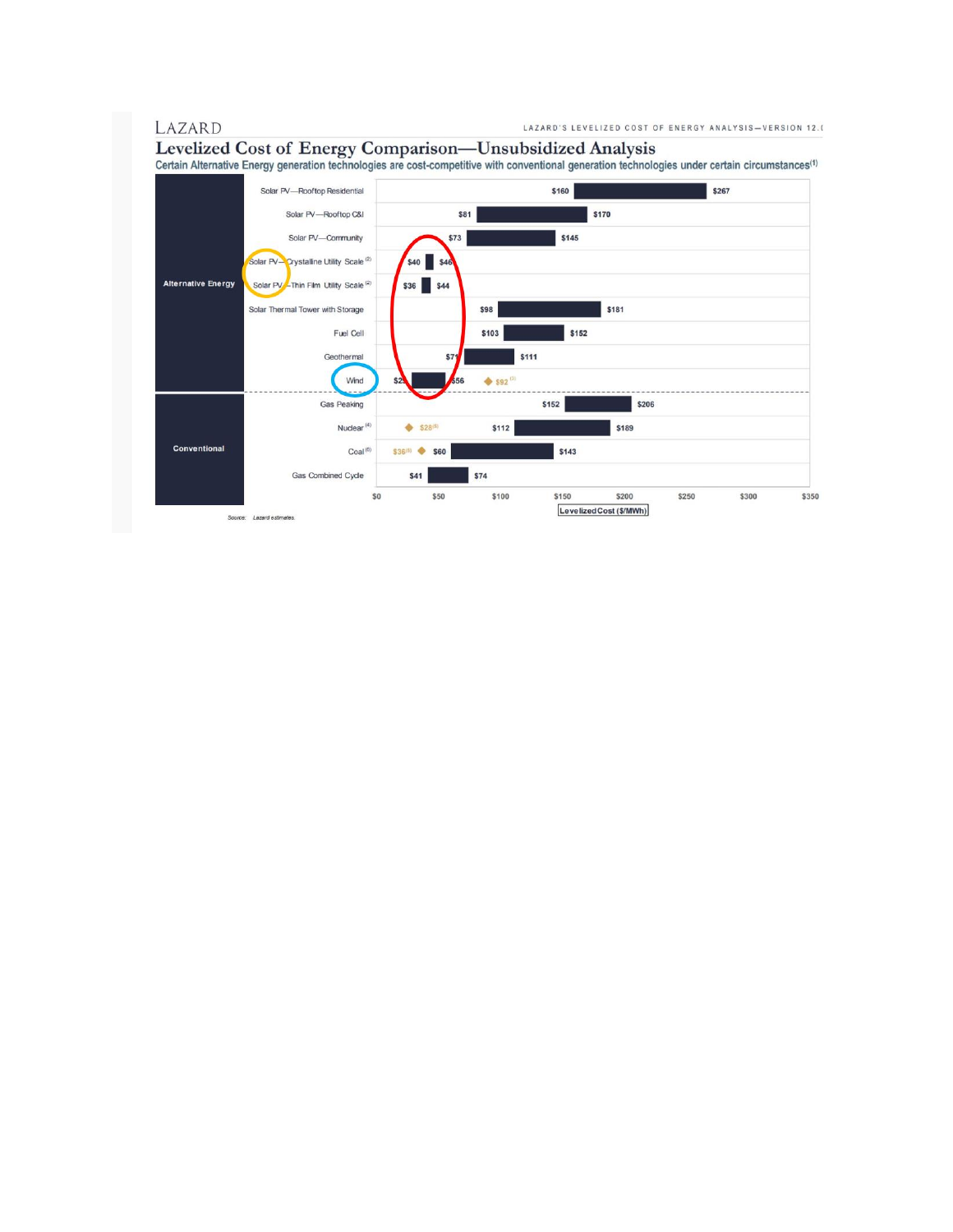LAZARD

LAZARD'S LEVELIZED COST OF ENERGY ANALYSIS—VERSION 12.0

# Levelized Cost of Energy Comparison—Unsubsidized Analysis

Certain Alternative Energy generation technologies are cost-competitive with conventional generation technologies under certain circumstances(1)

Alternative Energy

Solar PV—Rooftop Residential $160 $267

Solar PV—Rooftop C&I $81 $170

Solar PV—Community $73 $145

Solar PV—Crystalline Utility Scale (2) $40 $46

Solar PV—Thin Film Utility Scale (2) $36 $44

Solar Thermal Tower with Storage $98 $181

Fuel Cell $103 $152

Geothermal $71 $111

Wind $29 $56 $92 (3)

Conventional

Gas Peaking $152 $206

Nuclear (4) $28 (8) $112 $189

Coal (6) $36 (5) $60 $143

Gas Combined Cycle $41 $74

$0 $50 $100 $150 $200 $250 $300 $350

Levelized Cost ($/MWh)

Source: Lazard estimates.